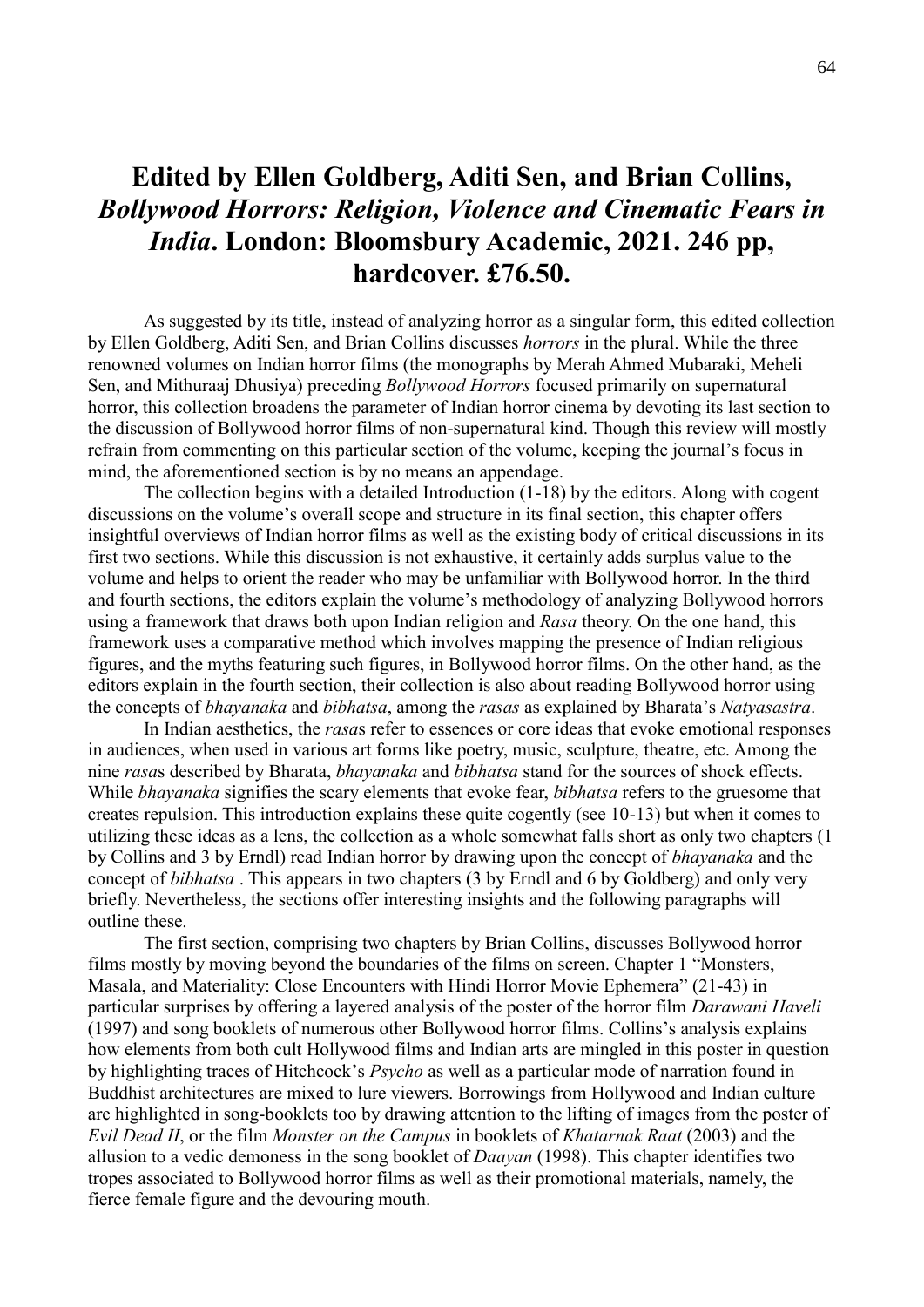# Edited by Ellen Goldberg, Aditi Sen, and Brian Collins, *Bollywood Horrors: Religion, Violence and Cinematic Fears in India*. London: Bloomsbury Academic, 2021. 246 pp, hardcover. £76.50.

As suggested by its title, instead of analyzing horror as a singular form, this edited collection by Ellen Goldberg, Aditi Sen, and Brian Collins discusses *horrors* in the plural. While the three renowned volumes on Indian horror films (the monographs by Merah Ahmed Mubaraki, Meheli Sen, and Mithuraaj Dhusiya) preceding *Bollywood Horrors* focused primarily on supernatural horror, this collection broadens the parameter of Indian horror cinema by devoting its last section to the discussion of Bollywood horror films of non-supernatural kind. Though this review will mostly refrain from commenting on this particular section of the volume, keeping the journal's focus in mind, the aforementioned section is by no means an appendage.

The collection begins with a detailed Introduction (1-18) by the editors. Along with cogent discussions on the volume's overall scope and structure in its final section, this chapter offers insightful overviews of Indian horror films as well as the existing body of critical discussions in its first two sections. While this discussion is not exhaustive, it certainly adds surplus value to the volume and helps to orient the reader who may be unfamiliar with Bollywood horror. In the third and fourth sections, the editors explain the volume's methodology of analyzing Bollywood horrors using a framework that draws both upon Indian religion and *Rasa* theory. On the one hand, this framework uses a comparative method which involves mapping the presence of Indian religious figures, and the myths featuring such figures, in Bollywood horror films. On the other hand, as the editors explain in the fourth section, their collection is also about reading Bollywood horror using the concepts of *bhayanaka* and *bibhatsa*, among the *rasas* as explained by Bharata's *Natyasastra*.

In Indian aesthetics, the *rasa*s refer to essences or core ideas that evoke emotional responses in audiences, when used in various art forms like poetry, music, sculpture, theatre, etc. Among the nine *rasa*s described by Bharata, *bhayanaka* and *bibhatsa* stand for the sources of shock effects. While *bhayanaka* signifies the scary elements that evoke fear, *bibhatsa* refers to the gruesome that creates repulsion. This introduction explains these quite cogently (see 10-13) but when it comes to utilizing these ideas as a lens, the collection as a whole somewhat falls short as only two chapters (1 by Collins and 3 by Erndl) read Indian horror by drawing upon the concept of *bhayanaka* and the concept of *bibhatsa* . This appears in two chapters (3 by Erndl and 6 by Goldberg) and only very briefly. Nevertheless, the sections offer interesting insights and the following paragraphs will outline these.

The first section, comprising two chapters by Brian Collins, discusses Bollywood horror films mostly by moving beyond the boundaries of the films on screen. Chapter 1 "Monsters, Masala, and Materiality: Close Encounters with Hindi Horror Movie Ephemera" (21-43) in particular surprises by offering a layered analysis of the poster of the horror film *Darawani Haveli* (1997) and song booklets of numerous other Bollywood horror films. Collins's analysis explains how elements from both cult Hollywood films and Indian arts are mingled in this poster in question by highlighting traces of Hitchcock's *Psycho* as well as a particular mode of narration found in Buddhist architectures are mixed to lure viewers. Borrowings from Hollywood and Indian culture are highlighted in song-booklets too by drawing attention to the lifting of images from the poster of *Evil Dead II*, or the film *Monster on the Campus* in booklets of *Khatarnak Raat* (2003) and the allusion to a vedic demoness in the song booklet of *Daayan* (1998). This chapter identifies two tropes associated to Bollywood horror films as well as their promotional materials, namely, the fierce female figure and the devouring mouth.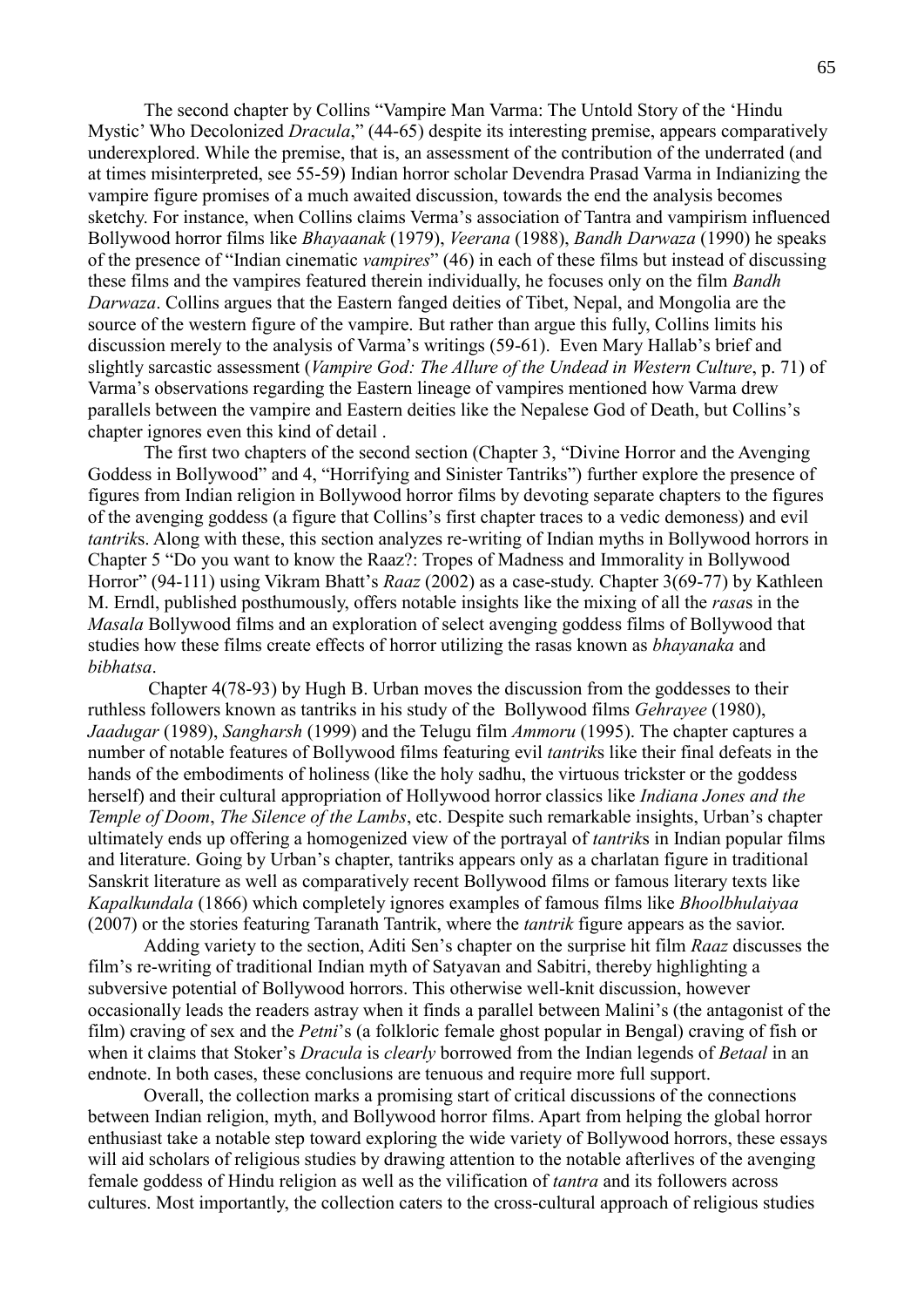The second chapter by Collins "Vampire Man Varma: The Untold Story of the 'Hindu Mystic' Who Decolonized *Dracula*," (44-65) despite its interesting premise, appears comparatively underexplored. While the premise, that is, an assessment of the contribution of the underrated (and at times misinterpreted, see 55-59) Indian horror scholar Devendra Prasad Varma in Indianizing the vampire figure promises of a much awaited discussion, towards the end the analysis becomes sketchy. For instance, when Collins claims Verma's association of Tantra and vampirism influenced Bollywood horror films like *Bhayaanak* (1979), *Veerana* (1988), *Bandh Darwaza* (1990) he speaks of the presence of "Indian cinematic *vampires*" (46) in each of these films but instead of discussing these films and the vampires featured therein individually, he focuses only on the film *Bandh Darwaza*. Collins argues that the Eastern fanged deities of Tibet, Nepal, and Mongolia are the source of the western figure of the vampire. But rather than argue this fully, Collins limits his discussion merely to the analysis of Varma's writings (59-61). Even Mary Hallab's brief and slightly sarcastic assessment (*Vampire God: The Allure of the Undead in Western Culture*, p. 71) of Varma's observations regarding the Eastern lineage of vampires mentioned how Varma drew parallels between the vampire and Eastern deities like the Nepalese God of Death, but Collins's chapter ignores even this kind of detail .

The first two chapters of the second section (Chapter 3, "Divine Horror and the Avenging Goddess in Bollywood" and 4, "Horrifying and Sinister Tantriks") further explore the presence of figures from Indian religion in Bollywood horror films by devoting separate chapters to the figures of the avenging goddess (a figure that Collins's first chapter traces to a vedic demoness) and evil *tantrik*s. Along with these, this section analyzes re-writing of Indian myths in Bollywood horrors in Chapter 5 "Do you want to know the Raaz?: Tropes of Madness and Immorality in Bollywood Horror" (94-111) using Vikram Bhatt's *Raaz* (2002) as a case-study. Chapter 3(69-77) by Kathleen M. Erndl, published posthumously, offers notable insights like the mixing of all the *rasa*s in the *Masala* Bollywood films and an exploration of select avenging goddess films of Bollywood that studies how these films create effects of horror utilizing the rasas known as *bhayanaka* and *bibhatsa*.

Chapter 4(78-93) by Hugh B. Urban moves the discussion from the goddesses to their ruthless followers known as tantriks in his study of the Bollywood films *Gehrayee* (1980), *Jaadugar* (1989), *Sangharsh* (1999) and the Telugu film *Ammoru* (1995). The chapter captures a number of notable features of Bollywood films featuring evil *tantrik*s like their final defeats in the hands of the embodiments of holiness (like the holy sadhu, the virtuous trickster or the goddess herself) and their cultural appropriation of Hollywood horror classics like *Indiana Jones and the Temple of Doom*, *The Silence of the Lambs*, etc. Despite such remarkable insights, Urban's chapter ultimately ends up offering a homogenized view of the portrayal of *tantrik*s in Indian popular films and literature. Going by Urban's chapter, tantriks appears only as a charlatan figure in traditional Sanskrit literature as well as comparatively recent Bollywood films or famous literary texts like *Kapalkundala* (1866) which completely ignores examples of famous films like *Bhoolbhulaiyaa* (2007) or the stories featuring Taranath Tantrik, where the *tantrik* figure appears as the savior.

Adding variety to the section, Aditi Sen's chapter on the surprise hit film *Raaz* discusses the film's re-writing of traditional Indian myth of Satyavan and Sabitri, thereby highlighting a subversive potential of Bollywood horrors. This otherwise well-knit discussion, however occasionally leads the readers astray when it finds a parallel between Malini's (the antagonist of the film) craving of sex and the *Petni*'s (a folkloric female ghost popular in Bengal) craving of fish or when it claims that Stoker's *Dracula* is *clearly* borrowed from the Indian legends of *Betaal* in an endnote. In both cases, these conclusions are tenuous and require more full support.

Overall, the collection marks a promising start of critical discussions of the connections between Indian religion, myth, and Bollywood horror films. Apart from helping the global horror enthusiast take a notable step toward exploring the wide variety of Bollywood horrors, these essays will aid scholars of religious studies by drawing attention to the notable afterlives of the avenging female goddess of Hindu religion as well as the vilification of *tantra* and its followers across cultures. Most importantly, the collection caters to the cross-cultural approach of religious studies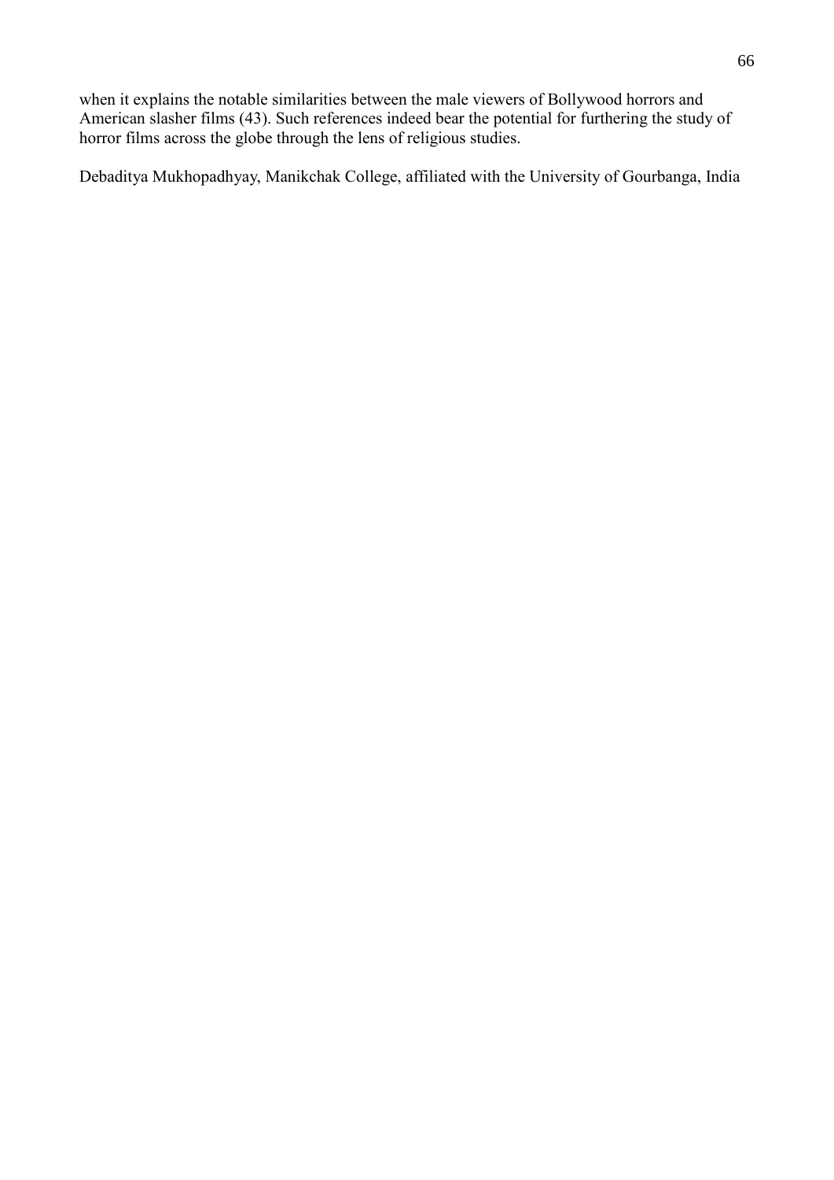when it explains the notable similarities between the male viewers of Bollywood horrors and American slasher films (43). Such references indeed bear the potential for furthering the study of horror films across the globe through the lens of religious studies.

Debaditya Mukhopadhyay, Manikchak College, affiliated with the University of Gourbanga, India